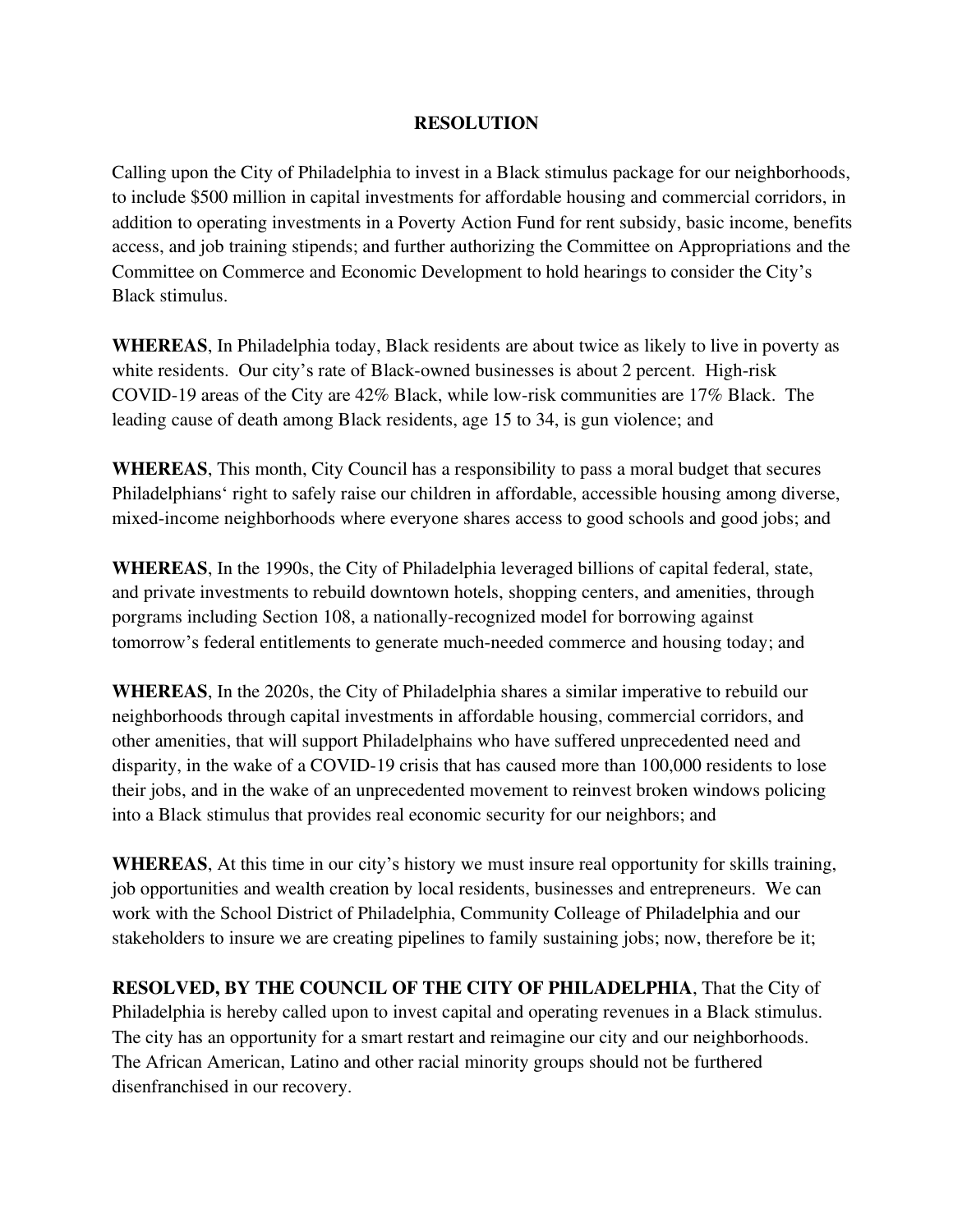# RESOLUTION

Calling upon the City of Philadelphia to invest in a Black stimulus package for our neighborhoods, to include $500 million in capital investments for affordable housing and commercial corridors, in addition to operating investments in a Poverty Action Fund for rent subsidy, basic income, benefits access, and job training stipends; and further authorizing the Committee on Appropriations and the Committee on Commerce and Economic Development to hold hearings to consider the City's Black stimulus.

**WHEREAS**, In Philadelphia today, Black residents are about twice as likely to live in poverty as white residents. Our city's rate of Black-owned businesses is about 2 percent. High-risk COVID-19 areas of the City are 42% Black, while low-risk communities are 17% Black. The leading cause of death among Black residents, age 15 to 34, is gun violence; and

**WHEREAS**, This month, City Council has a responsibility to pass a moral budget that secures Philadelphians' right to safely raise our children in affordable, accessible housing among diverse, mixed-income neighborhoods where everyone shares access to good schools and good jobs; and

**WHEREAS**, In the 1990s, the City of Philadelphia leveraged billions of capital federal, state, and private investments to rebuild downtown hotels, shopping centers, and amenities, through porgrams including Section 108, a nationally-recognized model for borrowing against tomorrow's federal entitlements to generate much-needed commerce and housing today; and

**WHEREAS**, In the 2020s, the City of Philadelphia shares a similar imperative to rebuild our neighborhoods through capital investments in affordable housing, commercial corridors, and other amenities, that will support Philadelphains who have suffered unprecedented need and disparity, in the wake of a COVID-19 crisis that has caused more than 100,000 residents to lose their jobs, and in the wake of an unprecedented movement to reinvest broken windows policing into a Black stimulus that provides real economic security for our neighbors; and

**WHEREAS**, At this time in our city's history we must insure real opportunity for skills training, job opportunities and wealth creation by local residents, businesses and entrepreneurs. We can work with the School District of Philadelphia, Community College of Philadelphia and our stakeholders to insure we are creating pipelines to family sustaining jobs; now, therefore be it;

**RESOLVED, BY THE COUNCIL OF THE CITY OF PHILADELPHIA**, That the City of Philadelphia is hereby called upon to invest capital and operating revenues in a Black stimulus. The city has an opportunity for a smart restart and reimagine our city and our neighborhoods. The African American, Latino and other racial minority groups should not be furthered disenfranchised in our recovery.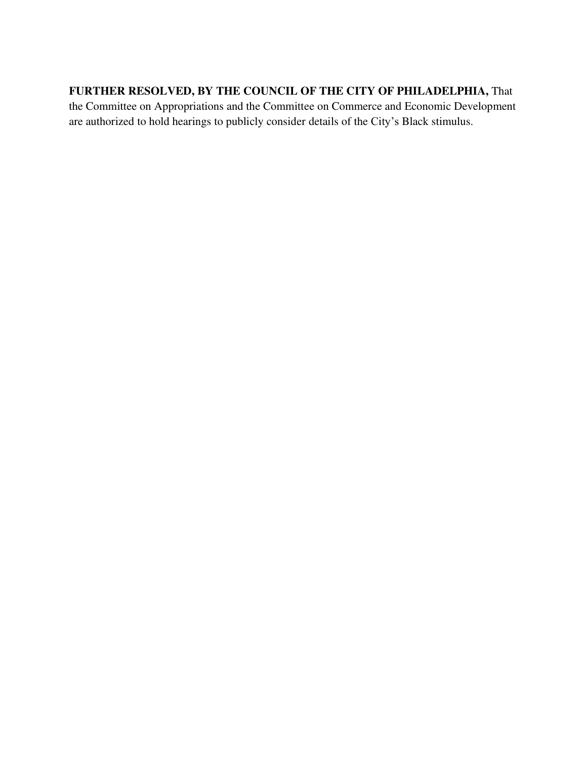**FURTHER RESOLVED, BY THE COUNCIL OF THE CITY OF PHILADELPHIA,** That the Committee on Appropriations and the Committee on Commerce and Economic Development are authorized to hold hearings to publicly consider details of the City's Black stimulus.